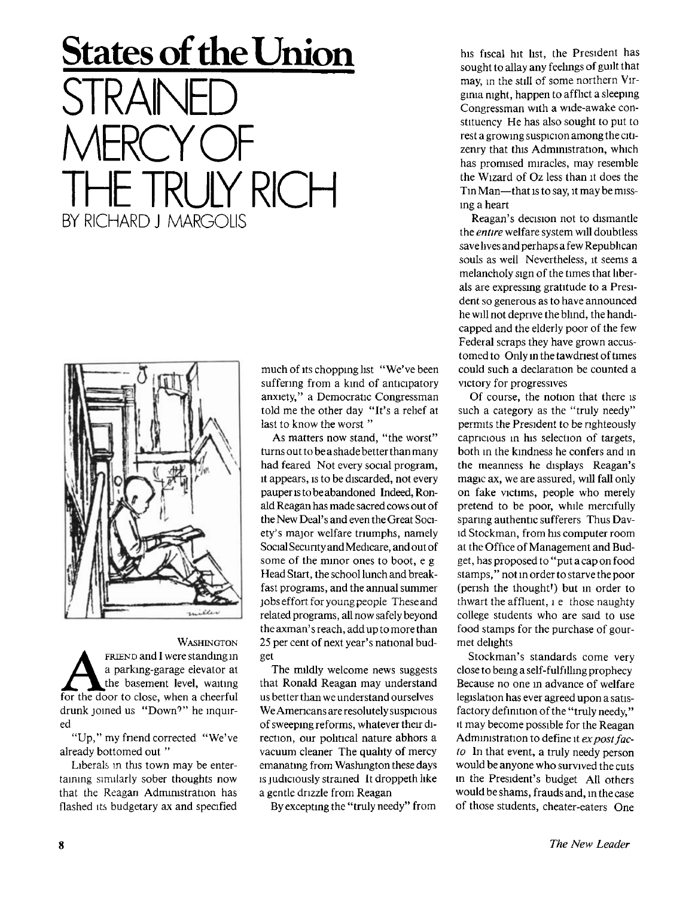# States of the Union

# STRAINED MERCY OF THE TRULY RICH

BY RICHARD J MARGOLIS

WASHINGTON

A FRIEND and I were standing in a parking-garage elevator at the basement level, waiting for the door to close, when a cheerful drunk joined us "Down?" he inquired

"Up," my friend corrected "We've already bottomed out "

Liberals in this town may be entertaining similarly sober thoughts now that the Reagan Administration has flashed its budgetary ax and specified much of its chopping list "We've been suffering from a kind of anticipatory anxiety," a Democratic Congressman told me the other day "It's a relief at last to know the worst "

As matters now stand, "the worst" turns out to be a shade better than many had feared Not every social program, it appears, is to be discarded, not every pauper is to be abandoned Indeed, Ronald Reagan has made sacred cows out of the New Deal's and even the Great Society's major welfare triumphs, namely Social Security and Medicare, and out of some of the minor ones to boot, e g Head Start, the school lunch and breakfast programs, and the annual summer jobs effort for young people These and related programs, all now safely beyond the axman's reach, add up to more than 25 per cent of next year's national budget

The mildly welcome news suggests that Ronald Reagan may understand us better than we understand ourselves We Americans are resolutely suspicious of sweeping reforms, whatever their direction, our political nature abhors a vacuum cleaner The quality of mercy emanating from Washington these days is judiciously strained It droppeth like a gentle drizzle from Reagan

By excepting the "truly needy" from his fiscal hit list, the President has sought to allay any feelings of guilt that may, in the still of some northern Virginia night, happen to afflict a sleeping Congressman with a wide-awake constituency He has also sought to put to rest a growing suspicion among the citizenry that this Administration, which has promised miracles, may resemble the Wizard of Oz less than it does the Tin Man—that is to say, it may be missing a heart

Reagan's decision not to dismantle the *entire* welfare system will doubtless save lives and perhaps a few Republican souls as well Nevertheless, it seems a melancholy sign of the times that liberals are expressing gratitude to a President so generous as to have announced he will not deprive the blind, the handicapped and the elderly poor of the few Federal scraps they have grown accustomed to Only in the tawdriest of times could such a declaration be counted a victory for progressives

Of course, the notion that there is such a category as the "truly needy" permits the President to be righteously capricious in his selection of targets, both in the kindness he confers and in the meanness he displays Reagan's magic ax, we are assured, will fall only on fake victims, people who merely pretend to be poor, while mercifully sparing authentic sufferers Thus David Stockman, from his computer room at the Office of Management and Budget, has proposed to "put a cap on food stamps," not in order to starve the poor (perish the thought!) but in order to thwart the affluent, i e those naughty college students who are said to use food stamps for the purchase of gourmet delights

Stockman's standards come very close to being a self-fulfilling prophecy Because no one in advance of welfare legislation has ever agreed upon a satisfactory definition of the "truly needy," it may become possible for the Reagan Administration to define it *ex post facto* In that event, a truly needy person would be anyone who survived the cuts in the President's budget All others would be shams, frauds and, in the case of those students, cheater-eaters One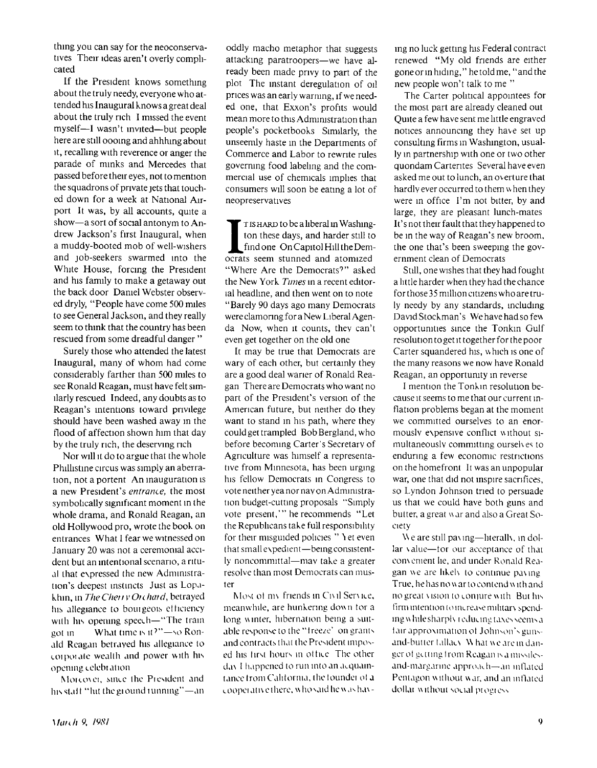thing you can say for the neoconservatives Their ideas aren't overly complicated

If the President knows something about the truly needy, everyone who attended his Inaugural knows a great deal about the truly rich I missed the event myself—I wasn't invited—but people here are still oooing and ahhhing about it, recalling with reverence or anger the parade of minks and Mercedes that passed before their eyes, not to mention the squadrons of private jets that touched down for a week at National Airport It was, by all accounts, quite a show—a sort of social antonym to Andrew Jackson's first Inaugural, when a muddy-booted mob of well-wishers and job-seekers swarmed into the White House, forcing the President and his family to make a getaway out the back door Daniel Webster observed dryly, "People have come 500 miles to see General Jackson, and they really seem to think that the country has been rescued from some dreadful danger "

Surely those who attended the latest Inaugural, many of whom had come considerably farther than 500 miles to see Ronald Reagan, must have felt similarly rescued Indeed, any doubts as to Reagan's intentions toward privilege should have been washed away in the flood of affection shown him that day by the truly rich, the deserving rich

Nor will it do to argue that the whole Philistine circus was simply an aberration, not a portent An inauguration is a new President's *entrance,* the most symbolically significant moment in the whole drama, and Ronald Reagan, an old Hollywood pro, wrote the book on entrances What I fear we witnessed on January 20 was not a ceremonial accident but an intentional scenario, a ritual that expressed the new Administration's deepest instincts Just as Lopakhin, in *The Cherry Orchard,* betrayed his allegiance to bourgeois efficiency with his opening speech—"The train got in What time is it?"—so Ronald Reagan betrayed his allegiance to corporate wealth and power with his opening celebration

Moreover, since the President and his staff "hit the ground running"—an oddly macho metaphor that suggests attacking paratroopers—we have already been made privy to part of the plot The instant deregulation of oil prices was an early warning, if we needed one, that Exxon's profits would mean more to this Administration than people's pocketbooks Similarly, the unseemly haste in the Departments of Commerce and Labor to rewrite rules governing food labeling and the commercial use of chemicals implies that consumers will soon be eating a lot of neopreservatives

It is hard to be a liberal in Washington these days, and harder still to find one On Capitol Hill the Democrats seem stunned and atomized "Where Are the Democrats?" asked the New York *Times* in a recent editorial headline, and then went on to note "Barely 90 days ago many Democrats were clamoring for a New Liberal Agenda Now, when it counts, they can't even get together on the old one

It may be true that Democrats are wary of each other, but certainly they are a good deal warier of Ronald Reagan There are Democrats who want no part of the President's version of the American future, but neither do they want to stand in his path, where they could get trampled Bob Bergland, who before becoming Carter's Secretary of Agriculture was himself a representative from Minnesota, has been urging his fellow Democrats in Congress to vote neither yea nor nay on Administration budget-cutting proposals "Simply vote present,'" he recommends "Let the Republicans take full responsibility for their misguided policies " Yet even that small expedient—being consistently noncommittal—may take a greater resolve than most Democrats can muster

Most of my friends in Civil Service, meanwhile, are hunkering down for a long winter, hibernation being a suitable response to the "freeze" on grants and contracts that the President imposed his first hours in office The other day I happened to run into an acquaintance from California, the founder of a cooperative there, who said he was having no luck getting his Federal contract renewed "My old friends are either gone or in hiding," he told me, "and the new people won't talk to me "

The Carter political appointees for the most part are already cleaned out Quite a few have sent me little engraved notices announcing they have set up consulting firms in Washington, usually in partnership with one or two other quondam Carterites Several have even asked me out to lunch, an overture that hardly ever occurred to them when they were in office I'm not bitter, by and large, they are pleasant lunch-mates It's not their fault that they happened to be in the way of Reagan's new broom, the one that's been sweeping the government clean of Democrats

Still, one wishes that they had fought a little harder when they had the chance for those 35 million citizens who are truly needy by any standards, including David Stockman's We have had so few opportunities since the Tonkin Gulf resolution to get it together for the poor Carter squandered his, which is one of the many reasons we now have Ronald Reagan, an opportunity in reverse

I mention the Tonkin resolution because it seems to me that our current inflation problems began at the moment we committed ourselves to an enormously expensive conflict without simultaneously committing ourselves to enduring a few economic restrictions on the homefront It was an unpopular war, one that did not inspire sacrifices, so Lyndon Johnson tried to persuade us that we could have both guns and butter, a great war and also a Great Society

We are still paying—literally, in dollar value—for our acceptance of that convenient lie, and under Ronald Reagan we are likely to continue paying True, he has no war to contend with and no great vision to conjure with But his firm intention to increase military spending while sharply reducing taxes seems a fair approximation of Johnson's guns-and-butter fallacy What we are in danger of getting from Reagan is a missiles-and-margarine approach—an inflated Pentagon without war, and an inflated dollar without social progress